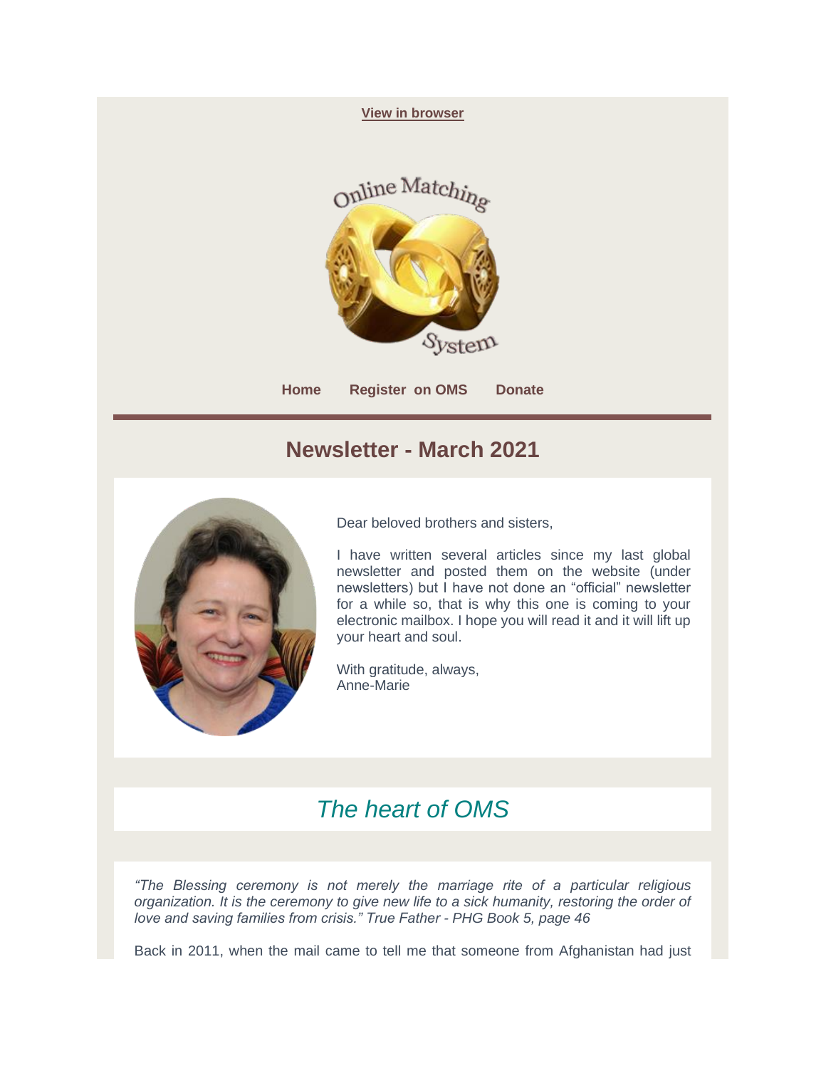View in browser

Online Matching System

Home Register on OMS Donate

# Newsletter - March 2021

Dear beloved brothers and sisters,

I have written several articles since my last global newsletter and posted them on the website (under newsletters) but I have not done an "official" newsletter for a while so, that is why this one is coming to your electronic mailbox. I hope you will read it and it will lift up your heart and soul.

With gratitude, always,
Anne-Marie

## *The heart of OMS*

*"The Blessing ceremony is not merely the marriage rite of a particular religious organization. It is the ceremony to give new life to a sick humanity, restoring the order of love and saving families from crisis." True Father - PHG Book 5, page 46*

Back in 2011, when the mail came to tell me that someone from Afghanistan had just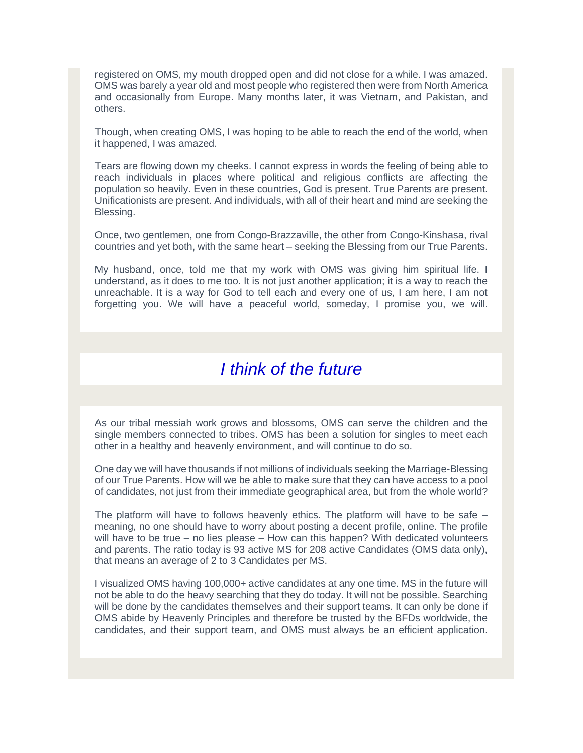registered on OMS, my mouth dropped open and did not close for a while. I was amazed. OMS was barely a year old and most people who registered then were from North America and occasionally from Europe. Many months later, it was Vietnam, and Pakistan, and others.

Though, when creating OMS, I was hoping to be able to reach the end of the world, when it happened, I was amazed.

Tears are flowing down my cheeks. I cannot express in words the feeling of being able to reach individuals in places where political and religious conflicts are affecting the population so heavily. Even in these countries, God is present. True Parents are present. Unificationists are present. And individuals, with all of their heart and mind are seeking the Blessing.

Once, two gentlemen, one from Congo-Brazzaville, the other from Congo-Kinshasa, rival countries and yet both, with the same heart – seeking the Blessing from our True Parents.

My husband, once, told me that my work with OMS was giving him spiritual life. I understand, as it does to me too. It is not just another application; it is a way to reach the unreachable. It is a way for God to tell each and every one of us, I am here, I am not forgetting you. We will have a peaceful world, someday, I promise you, we will.

## *I think of the future*

As our tribal messiah work grows and blossoms, OMS can serve the children and the single members connected to tribes. OMS has been a solution for singles to meet each other in a healthy and heavenly environment, and will continue to do so.

One day we will have thousands if not millions of individuals seeking the Marriage-Blessing of our True Parents. How will we be able to make sure that they can have access to a pool of candidates, not just from their immediate geographical area, but from the whole world?

The platform will have to follows heavenly ethics. The platform will have to be safe – meaning, no one should have to worry about posting a decent profile, online. The profile will have to be true – no lies please – How can this happen? With dedicated volunteers and parents. The ratio today is 93 active MS for 208 active Candidates (OMS data only), that means an average of 2 to 3 Candidates per MS.

I visualized OMS having 100,000+ active candidates at any one time. MS in the future will not be able to do the heavy searching that they do today. It will not be possible. Searching will be done by the candidates themselves and their support teams. It can only be done if OMS abide by Heavenly Principles and therefore be trusted by the BFDs worldwide, the candidates, and their support team, and OMS must always be an efficient application.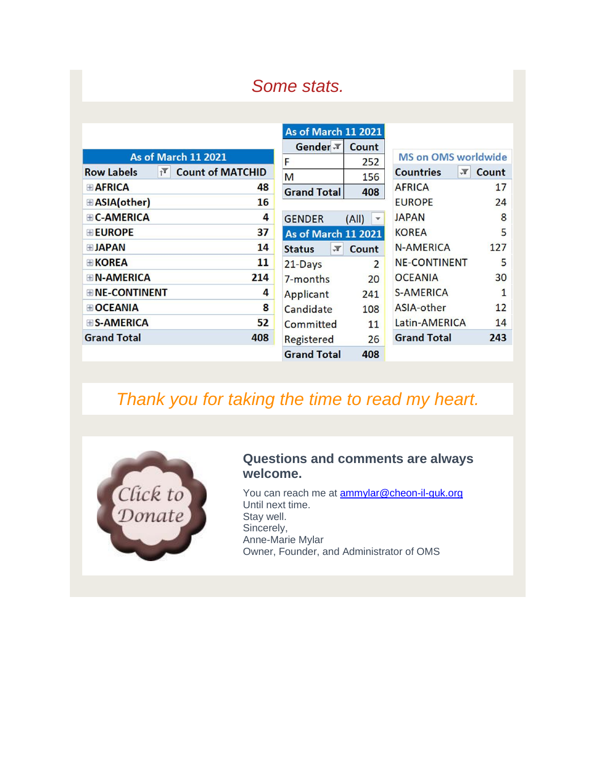*Some stats.*

| As of March 11 2021 | |
|---|---|
| Row Labels | Count of MATCHID |
| ⊞AFRICA | 48 |
| ⊞ASIA(other) | 16 |
| ⊞C-AMERICA | 4 |
| ⊞EUROPE | 37 |
| ⊞JAPAN | 14 |
| ⊞KOREA | 11 |
| ⊞N-AMERICA | 214 |
| ⊞NE-CONTINENT | 4 |
| ⊞OCEANIA | 8 |
| ⊞S-AMERICA | 52 |
| Grand Total | 408 |

| As of March 11 2021 | |
|---|---|
| Gender | Count |
| F | 252 |
| M | 156 |
| Grand Total | 408 |

GENDER (All)

| As of March 11 2021 | |
|---|---|
| Status | Count |
| 21-Days | 2 |
| 7-months | 20 |
| Applicant | 241 |
| Candidate | 108 |
| Committed | 11 |
| Registered | 26 |
| Grand Total | 408 |

| MS on OMS worldwide | |
|---|---|
| Countries | Count |
| AFRICA | 17 |
| EUROPE | 24 |
| JAPAN | 8 |
| KOREA | 5 |
| N-AMERICA | 127 |
| NE-CONTINENT | 5 |
| OCEANIA | 30 |
| S-AMERICA | 1 |
| ASIA-other | 12 |
| Latin-AMERICA | 14 |
| Grand Total | 243 |

*Thank you for taking the time to read my heart.*

Click to Donate

### Questions and comments are always welcome.

You can reach me at ammylar@cheon-il-guk.org
Until next time.
Stay well.
Sincerely,
Anne-Marie Mylar
Owner, Founder, and Administrator of OMS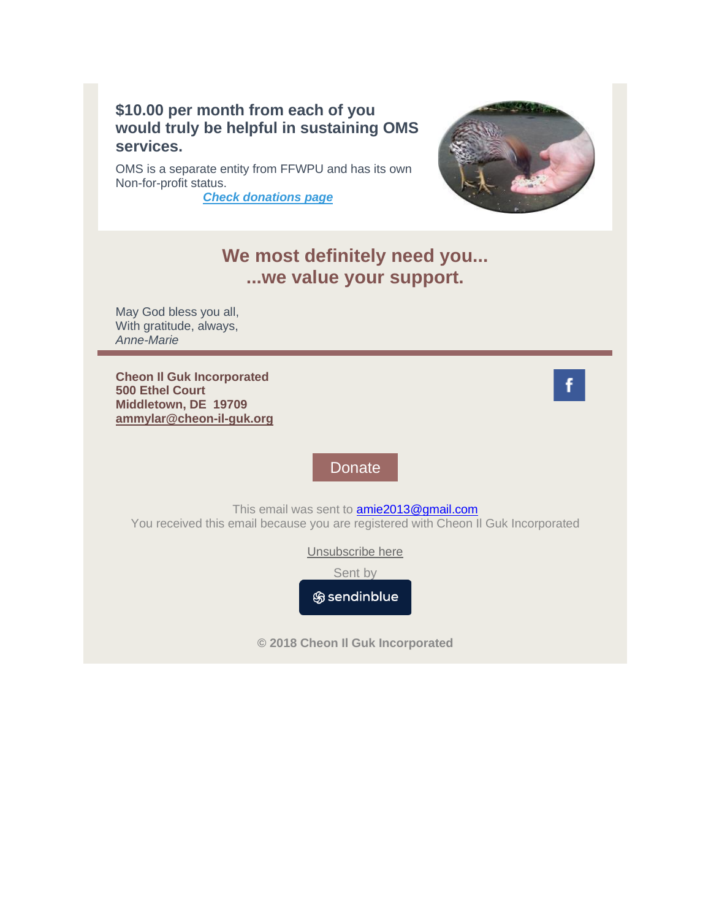**$10.00 per month from each of you would truly be helpful in sustaining OMS services.**

OMS is a separate entity from FFWPU and has its own Non-for-profit status.

***Check donations page***

## We most definitely need you...
## ...we value your support.

May God bless you all,
With gratitude, always,
*Anne-Marie*

---

**Cheon Il Guk Incorporated**
**500 Ethel Court**
**Middletown, DE 19709**
**ammylar@cheon-il-guk.org**

f

Donate

This email was sent to amie2013@gmail.com
You received this email because you are registered with Cheon Il Guk Incorporated

Unsubscribe here

Sent by
sendinblue

**© 2018 Cheon Il Guk Incorporated**